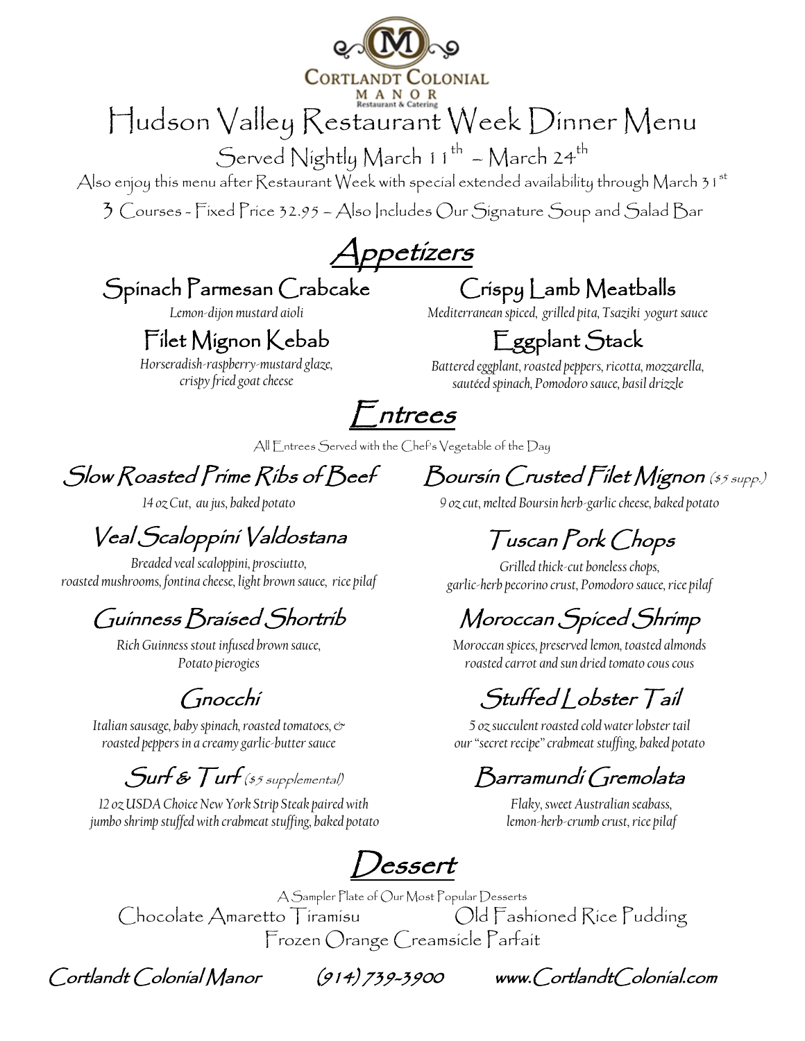Cortlandt Colonial Manor
Restaurant & Catering

# Hudson Valley Restaurant Week Dinner Menu

Served Nightly March 11th – March 24th

Also enjoy this menu after Restaurant Week with special extended availability through March 31st

3 Courses - Fixed Price 32.95 – Also Includes Our Signature Soup and Salad Bar

## Appetizers

### Spinach Parmesan Crabcake

*Lemon-dijon mustard aioli*

### Crispy Lamb Meatballs

*Mediterranean spiced, grilled pita, Tsaziki yogurt sauce*

### Filet Mignon Kebab

*Horseradish-raspberry-mustard glaze, crispy fried goat cheese*

### Eggplant Stack

*Battered eggplant, roasted peppers, ricotta, mozzarella, sautéed spinach, Pomodoro sauce, basil drizzle*

## Entrees

All Entrees Served with the Chef's Vegetable of the Day

### Slow Roasted Prime Ribs of Beef

*14 oz Cut, au jus, baked potato*

### Boursin Crusted Filet Mignon ($5 supp.)

*9 oz cut, melted Boursin herb-garlic cheese, baked potato*

### Veal Scaloppini Valdostana

*Breaded veal scaloppini, prosciutto, roasted mushrooms, fontina cheese, light brown sauce, rice pilaf*

### Tuscan Pork Chops

*Grilled thick-cut boneless chops, garlic-herb pecorino crust, Pomodoro sauce, rice pilaf*

### Guinness Braised Shortrib

*Rich Guinness stout infused brown sauce, Potato pierogies*

### Moroccan Spiced Shrimp

*Moroccan spices, preserved lemon, toasted almonds roasted carrot and sun dried tomato cous cous*

### Gnocchi

*Italian sausage, baby spinach, roasted tomatoes, & roasted peppers in a creamy garlic-butter sauce*

### Stuffed Lobster Tail

*5 oz succulent roasted cold water lobster tail our "secret recipe" crabmeat stuffing, baked potato*

### Surf & Turf ($5 supplemental)

*12 oz USDA Choice New York Strip Steak paired with jumbo shrimp stuffed with crabmeat stuffing, baked potato*

### Barramundi Gremolata

*Flaky, sweet Australian seabass, lemon-herb-crumb crust, rice pilaf*

## Dessert

A Sampler Plate of Our Most Popular Desserts

Chocolate Amaretto Tiramisu

Old Fashioned Rice Pudding

Frozen Orange Creamsicle Parfait

Cortlandt Colonial Manor (914) 739-3900 www.CortlandtColonial.com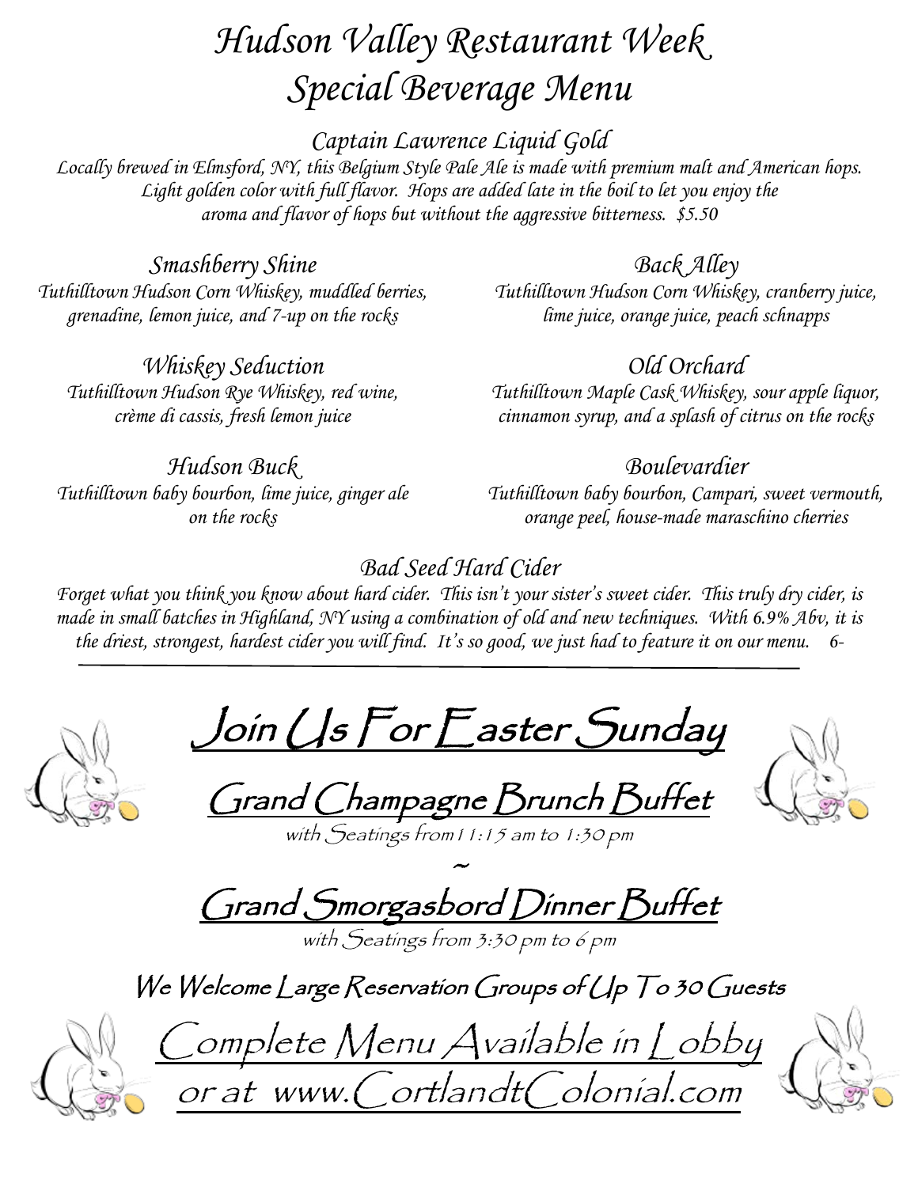# Hudson Valley Restaurant Week
# Special Beverage Menu

### Captain Lawrence Liquid Gold

*Locally brewed in Elmsford, NY, this Belgium Style Pale Ale is made with premium malt and American hops. Light golden color with full flavor. Hops are added late in the boil to let you enjoy the aroma and flavor of hops but without the aggressive bitterness. $5.50*

### Smashberry Shine

*Tuthilltown Hudson Corn Whiskey, muddled berries, grenadine, lemon juice, and 7-up on the rocks*

### Back Alley

*Tuthilltown Hudson Corn Whiskey, cranberry juice, lime juice, orange juice, peach schnapps*

### Whiskey Seduction

*Tuthilltown Hudson Rye Whiskey, red wine, crème di cassis, fresh lemon juice*

### Old Orchard

*Tuthilltown Maple Cask Whiskey, sour apple liquor, cinnamon syrup, and a splash of citrus on the rocks*

### Hudson Buck

*Tuthilltown baby bourbon, lime juice, ginger ale on the rocks*

### Boulevardier

*Tuthilltown baby bourbon, Campari, sweet vermouth, orange peel, house-made maraschino cherries*

### Bad Seed Hard Cider

*Forget what you think you know about hard cider. This isn't your sister's sweet cider. This truly dry cider, is made in small batches in Highland, NY using a combination of old and new techniques. With 6.9% Abv, it is the driest, strongest, hardest cider you will find. It's so good, we just had to feature it on our menu. 6-*

---

## Join Us For Easter Sunday

## Grand Champagne Brunch Buffet

with Seatings from 11:15 am to 1:30 pm

~

## Grand Smorgasbord Dinner Buffet

with Seatings from 3:30 pm to 6 pm

We Welcome Large Reservation Groups of Up To 30 Guests

Complete Menu Available in Lobby
or at www.CortlandtColonial.com